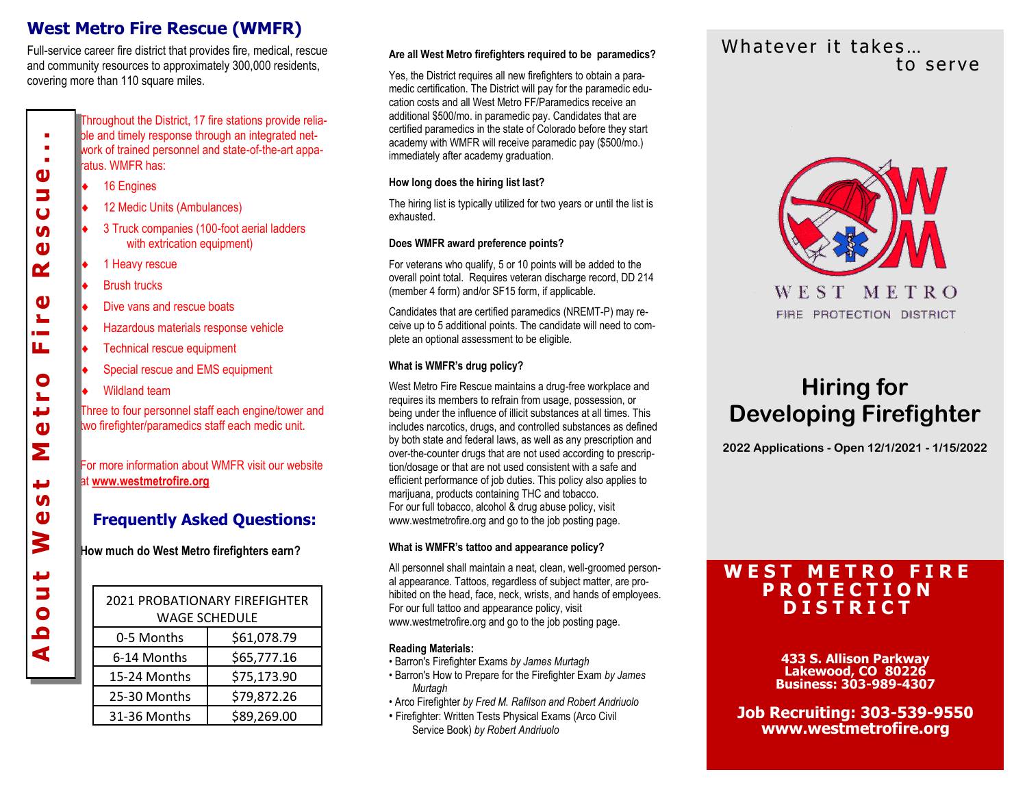## West Metro Fire Rescue (WMFR)

Full-service career fire district that provides fire, medical, rescue and community resources to approximately 300,000 residents, covering more than 110 square miles.

### About West Metro Fire Rescue...

Throughout the District, 17 fire stations provide reliable and timely response through an integrated network of trained personnel and state-of-the-art apparatus. WMFR has:

- 16 Engines
- 12 Medic Units (Ambulances)
- 3 Truck companies (100-foot aerial ladders with extrication equipment)
- 1 Heavy rescue
- Brush trucks
- Dive vans and rescue boats
- Hazardous materials response vehicle
- Technical rescue equipment
- Special rescue and EMS equipment
- Wildland team

Three to four personnel staff each engine/tower and two firefighter/paramedics staff each medic unit.

For more information about WMFR visit our website at **www.westmetrofire.org**

## Frequently Asked Questions:

**How much do West Metro firefighters earn?**

| 2021 PROBATIONARY FIREFIGHTER WAGE SCHEDULE | |
|---|---|
| 0-5 Months | $61,078.79 |
| 6-14 Months | $65,777.16 |
| 15-24 Months | $75,173.90 |
| 25-30 Months | $79,872.26 |
| 31-36 Months | $89,269.00 |

**Are all West Metro firefighters required to be paramedics?**

Yes, the District requires all new firefighters to obtain a paramedic certification. The District will pay for the paramedic education costs and all West Metro FF/Paramedics receive an additional $500/mo. in paramedic pay. Candidates that are certified paramedics in the state of Colorado before they start academy with WMFR will receive paramedic pay ($500/mo.) immediately after academy graduation.

**How long does the hiring list last?**

The hiring list is typically utilized for two years or until the list is exhausted.

**Does WMFR award preference points?**

For veterans who qualify, 5 or 10 points will be added to the overall point total. Requires veteran discharge record, DD 214 (member 4 form) and/or SF15 form, if applicable.

Candidates that are certified paramedics (NREMT-P) may receive up to 5 additional points. The candidate will need to complete an optional assessment to be eligible.

**What is WMFR's drug policy?**

West Metro Fire Rescue maintains a drug-free workplace and requires its members to refrain from usage, possession, or being under the influence of illicit substances at all times. This includes narcotics, drugs, and controlled substances as defined by both state and federal laws, as well as any prescription and over-the-counter drugs that are not used according to prescription/dosage or that are not used consistent with a safe and efficient performance of job duties. This policy also applies to marijuana, products containing THC and tobacco.
For our full tobacco, alcohol & drug abuse policy, visit www.westmetrofire.org and go to the job posting page.

**What is WMFR's tattoo and appearance policy?**

All personnel shall maintain a neat, clean, well-groomed personal appearance. Tattoos, regardless of subject matter, are prohibited on the head, face, neck, wrists, and hands of employees. For our full tattoo and appearance policy, visit www.westmetrofire.org and go to the job posting page.

**Reading Materials:**

- Barron's Firefighter Exams *by James Murtagh*
- Barron's How to Prepare for the Firefighter Exam *by James Murtagh*
- Arco Firefighter *by Fred M. Rafilson and Robert Andriuolo*
- Firefighter: Written Tests Physical Exams (Arco Civil Service Book) *by Robert Andriuolo*

Whatever it takes… to serve

WEST METRO
FIRE PROTECTION DISTRICT

# Hiring for Developing Firefighter

**2022 Applications - Open 12/1/2021 - 1/15/2022**

**WEST METRO FIRE PROTECTION DISTRICT**

**433 S. Allison Parkway**
**Lakewood, CO 80226**
**Business: 303-989-4307**

**Job Recruiting: 303-539-9550**
**www.westmetrofire.org**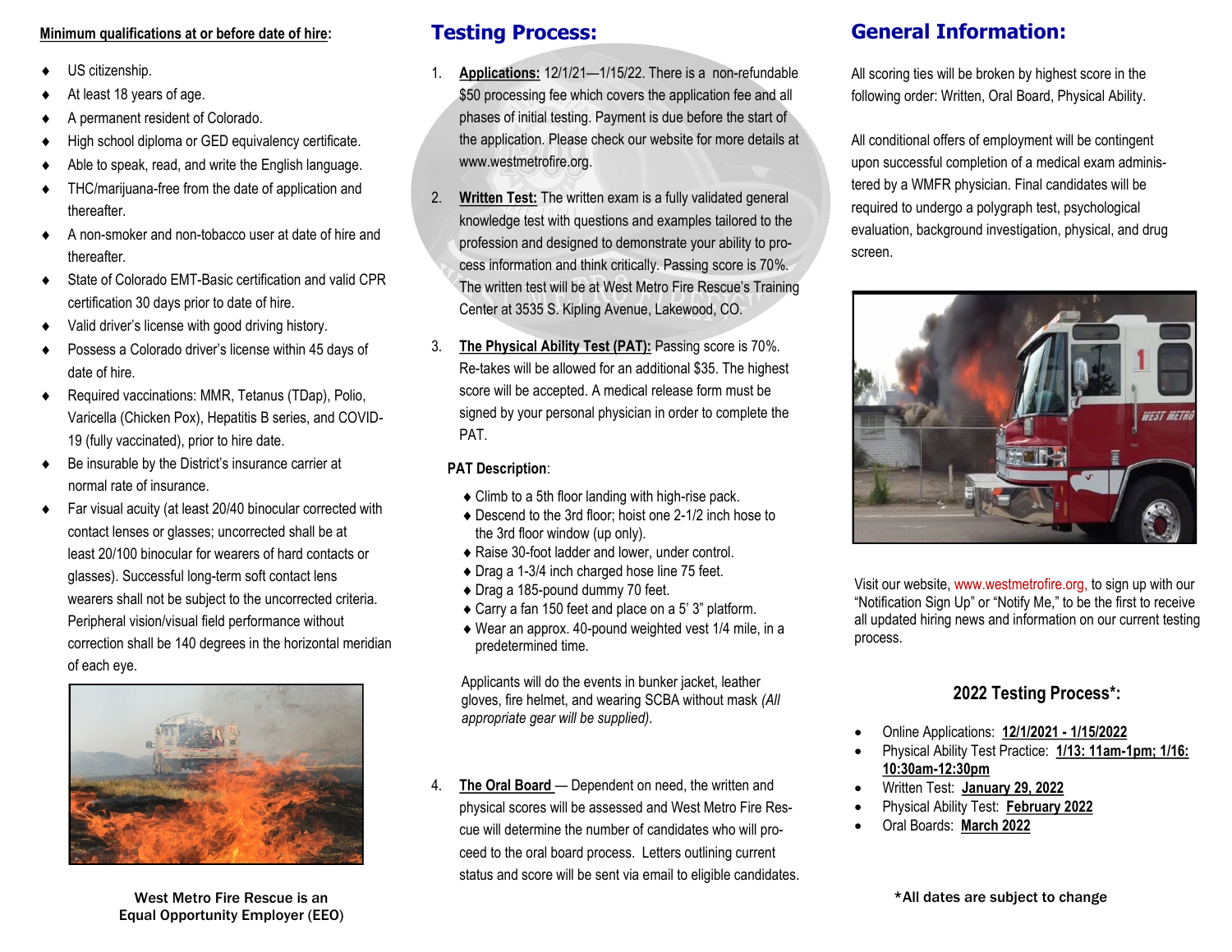**Minimum qualifications at or before date of hire:**

- US citizenship.
- At least 18 years of age.
- A permanent resident of Colorado.
- High school diploma or GED equivalency certificate.
- Able to speak, read, and write the English language.
- THC/marijuana-free from the date of application and thereafter.
- A non-smoker and non-tobacco user at date of hire and thereafter.
- State of Colorado EMT-Basic certification and valid CPR certification 30 days prior to date of hire.
- Valid driver's license with good driving history.
- Possess a Colorado driver's license within 45 days of date of hire.
- Required vaccinations: MMR, Tetanus (TDap), Polio, Varicella (Chicken Pox), Hepatitis B series, and COVID-19 (fully vaccinated), prior to hire date.
- Be insurable by the District's insurance carrier at normal rate of insurance.
- Far visual acuity (at least 20/40 binocular corrected with contact lenses or glasses; uncorrected shall be at least 20/100 binocular for wearers of hard contacts or glasses). Successful long-term soft contact lens wearers shall not be subject to the uncorrected criteria. Peripheral vision/visual field performance without correction shall be 140 degrees in the horizontal meridian of each eye.

West Metro Fire Rescue is an Equal Opportunity Employer (EEO)

## Testing Process:

1. **Applications:** 12/1/21—1/15/22. There is a non-refundable $50 processing fee which covers the application fee and all phases of initial testing. Payment is due before the start of the application. Please check our website for more details at www.westmetrofire.org.

2. **Written Test:** The written exam is a fully validated general knowledge test with questions and examples tailored to the profession and designed to demonstrate your ability to process information and think critically. Passing score is 70%. The written test will be at West Metro Fire Rescue's Training Center at 3535 S. Kipling Avenue, Lakewood, CO.

3. **The Physical Ability Test (PAT):** Passing score is 70%. Re-takes will be allowed for an additional $35. The highest score will be accepted. A medical release form must be signed by your personal physician in order to complete the PAT.

   **PAT Description**:

   - Climb to a 5th floor landing with high-rise pack.
   - Descend to the 3rd floor; hoist one 2-1/2 inch hose to the 3rd floor window (up only).
   - Raise 30-foot ladder and lower, under control.
   - Drag a 1-3/4 inch charged hose line 75 feet.
   - Drag a 185-pound dummy 70 feet.
   - Carry a fan 150 feet and place on a 5' 3" platform.
   - Wear an approx. 40-pound weighted vest 1/4 mile, in a predetermined time.

   Applicants will do the events in bunker jacket, leather gloves, fire helmet, and wearing SCBA without mask *(All appropriate gear will be supplied).*

4. **The Oral Board** — Dependent on need, the written and physical scores will be assessed and West Metro Fire Rescue will determine the number of candidates who will proceed to the oral board process. Letters outlining current status and score will be sent via email to eligible candidates.

## General Information:

All scoring ties will be broken by highest score in the following order: Written, Oral Board, Physical Ability.

All conditional offers of employment will be contingent upon successful completion of a medical exam administered by a WMFR physician. Final candidates will be required to undergo a polygraph test, psychological evaluation, background investigation, physical, and drug screen.

Visit our website, www.westmetrofire.org, to sign up with our "Notification Sign Up" or "Notify Me," to be the first to receive all updated hiring news and information on our current testing process.

### 2022 Testing Process*:

- Online Applications: **12/1/2021 - 1/15/2022**
- Physical Ability Test Practice: **1/13: 11am-1pm; 1/16: 10:30am-12:30pm**
- Written Test: **January 29, 2022**
- Physical Ability Test: **February 2022**
- Oral Boards: **March 2022**

*All dates are subject to change